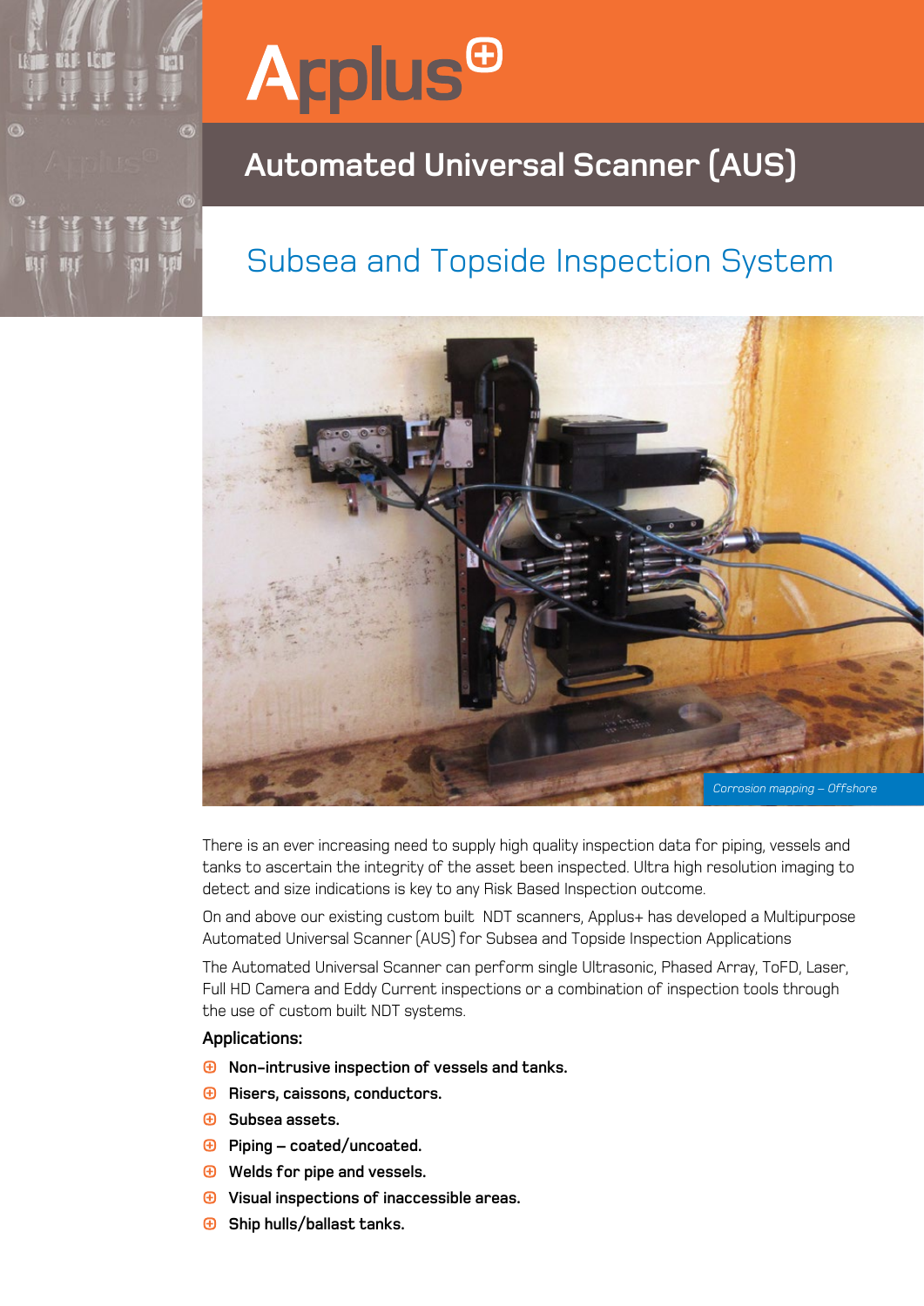Applus+

# Automated Universal Scanner (AUS)

## Subsea and Topside Inspection System

*Corrosion mapping – Offshore*

There is an ever increasing need to supply high quality inspection data for piping, vessels and tanks to ascertain the integrity of the asset been inspected. Ultra high resolution imaging to detect and size indications is key to any Risk Based Inspection outcome.

On and above our existing custom built NDT scanners, Applus+ has developed a Multipurpose Automated Universal Scanner (AUS) for Subsea and Topside Inspection Applications

The Automated Universal Scanner can perform single Ultrasonic, Phased Array, ToFD, Laser, Full HD Camera and Eddy Current inspections or a combination of inspection tools through the use of custom built NDT systems.

**Applications:**

- **Non-intrusive inspection of vessels and tanks.**
- **Risers, caissons, conductors.**
- **Subsea assets.**
- **Piping – coated/uncoated.**
- **Welds for pipe and vessels.**
- **Visual inspections of inaccessible areas.**
- **Ship hulls/ballast tanks.**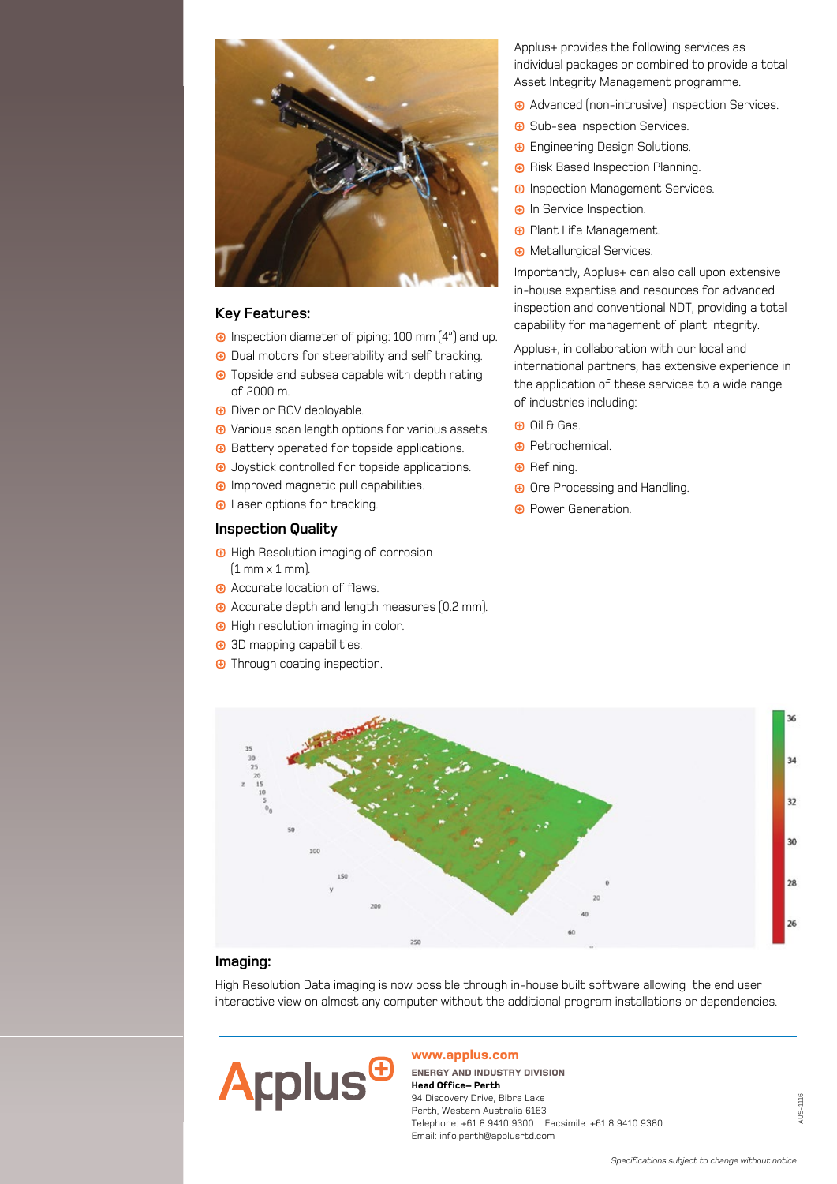## Key Features:

- Inspection diameter of piping: 100 mm (4") and up.
- Dual motors for steerability and self tracking.
- Topside and subsea capable with depth rating of 2000 m.
- Diver or ROV deployable.
- Various scan length options for various assets.
- Battery operated for topside applications.
- Joystick controlled for topside applications.
- Improved magnetic pull capabilities.
- Laser options for tracking.

## Inspection Quality

- High Resolution imaging of corrosion (1 mm x 1 mm).
- Accurate location of flaws.
- Accurate depth and length measures (0.2 mm).
- High resolution imaging in color.
- 3D mapping capabilities.
- Through coating inspection.

Applus+ provides the following services as individual packages or combined to provide a total Asset Integrity Management programme.

- Advanced (non-intrusive) Inspection Services.
- Sub-sea Inspection Services.
- Engineering Design Solutions.
- Risk Based Inspection Planning.
- Inspection Management Services.
- In Service Inspection.
- Plant Life Management.
- Metallurgical Services.

Importantly, Applus+ can also call upon extensive in-house expertise and resources for advanced inspection and conventional NDT, providing a total capability for management of plant integrity.

Applus+, in collaboration with our local and international partners, has extensive experience in the application of these services to a wide range of industries including:

- Oil & Gas.
- Petrochemical.
- Refining.
- Ore Processing and Handling.
- Power Generation.

## Imaging:

High Resolution Data imaging is now possible through in-house built software allowing the end user interactive view on almost any computer without the additional program installations or dependencies.

**www.applus.com**

**ENERGY AND INDUSTRY DIVISION**
**Head Office– Perth**
94 Discovery Drive, Bibra Lake
Perth, Western Australia 6163
Telephone: +61 8 9410 9300 Facsimile: +61 8 9410 9380
Email: info.perth@applusrtd.com

AUS-1116

*Specifications subject to change without notice*